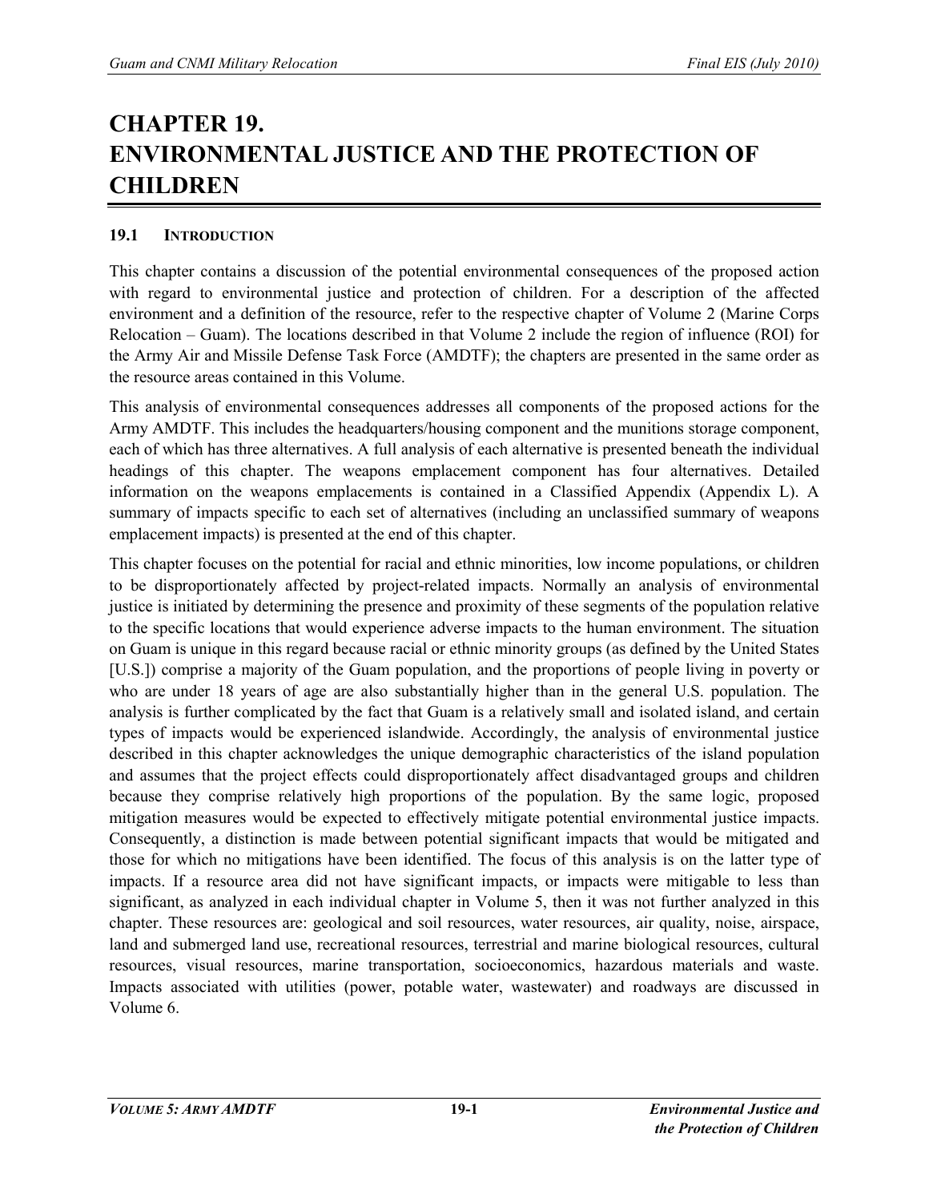# CHAPTER 19. ENVIRONMENTAL JUSTICE AND THE PROTECTION OF CHILDREN

## 19.1 INTRODUCTION

This chapter contains a discussion of the potential environmental consequences of the proposed action with regard to environmental justice and protection of children. For a description of the affected environment and a definition of the resource, refer to the respective chapter of Volume 2 (Marine Corps Relocation – Guam). The locations described in that Volume 2 include the region of influence (ROI) for the Army Air and Missile Defense Task Force (AMDTF); the chapters are presented in the same order as the resource areas contained in this Volume.

This analysis of environmental consequences addresses all components of the proposed actions for the Army AMDTF. This includes the headquarters/housing component and the munitions storage component, each of which has three alternatives. A full analysis of each alternative is presented beneath the individual headings of this chapter. The weapons emplacement component has four alternatives. Detailed information on the weapons emplacements is contained in a Classified Appendix (Appendix L). A summary of impacts specific to each set of alternatives (including an unclassified summary of weapons emplacement impacts) is presented at the end of this chapter.

This chapter focuses on the potential for racial and ethnic minorities, low income populations, or children to be disproportionately affected by project-related impacts. Normally an analysis of environmental justice is initiated by determining the presence and proximity of these segments of the population relative to the specific locations that would experience adverse impacts to the human environment. The situation on Guam is unique in this regard because racial or ethnic minority groups (as defined by the United States [U.S.]) comprise a majority of the Guam population, and the proportions of people living in poverty or who are under 18 years of age are also substantially higher than in the general U.S. population. The analysis is further complicated by the fact that Guam is a relatively small and isolated island, and certain types of impacts would be experienced islandwide. Accordingly, the analysis of environmental justice described in this chapter acknowledges the unique demographic characteristics of the island population and assumes that the project effects could disproportionately affect disadvantaged groups and children because they comprise relatively high proportions of the population. By the same logic, proposed mitigation measures would be expected to effectively mitigate potential environmental justice impacts. Consequently, a distinction is made between potential significant impacts that would be mitigated and those for which no mitigations have been identified. The focus of this analysis is on the latter type of impacts. If a resource area did not have significant impacts, or impacts were mitigable to less than significant, as analyzed in each individual chapter in Volume 5, then it was not further analyzed in this chapter. These resources are: geological and soil resources, water resources, air quality, noise, airspace, land and submerged land use, recreational resources, terrestrial and marine biological resources, cultural resources, visual resources, marine transportation, socioeconomics, hazardous materials and waste. Impacts associated with utilities (power, potable water, wastewater) and roadways are discussed in Volume 6.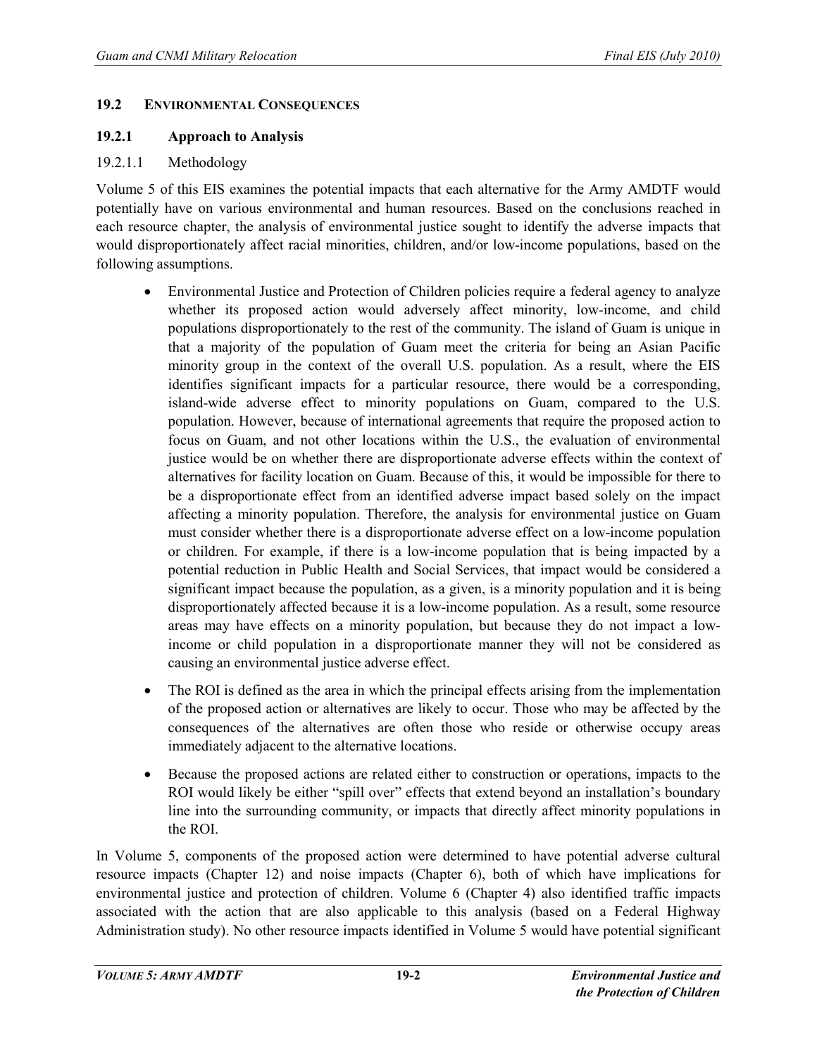## 19.2 ENVIRONMENTAL CONSEQUENCES

### 19.2.1 Approach to Analysis

#### 19.2.1.1 Methodology

Volume 5 of this EIS examines the potential impacts that each alternative for the Army AMDTF would potentially have on various environmental and human resources. Based on the conclusions reached in each resource chapter, the analysis of environmental justice sought to identify the adverse impacts that would disproportionately affect racial minorities, children, and/or low-income populations, based on the following assumptions.

- Environmental Justice and Protection of Children policies require a federal agency to analyze whether its proposed action would adversely affect minority, low-income, and child populations disproportionately to the rest of the community. The island of Guam is unique in that a majority of the population of Guam meet the criteria for being an Asian Pacific minority group in the context of the overall U.S. population. As a result, where the EIS identifies significant impacts for a particular resource, there would be a corresponding, island-wide adverse effect to minority populations on Guam, compared to the U.S. population. However, because of international agreements that require the proposed action to focus on Guam, and not other locations within the U.S., the evaluation of environmental justice would be on whether there are disproportionate adverse effects within the context of alternatives for facility location on Guam. Because of this, it would be impossible for there to be a disproportionate effect from an identified adverse impact based solely on the impact affecting a minority population. Therefore, the analysis for environmental justice on Guam must consider whether there is a disproportionate adverse effect on a low-income population or children. For example, if there is a low-income population that is being impacted by a potential reduction in Public Health and Social Services, that impact would be considered a significant impact because the population, as a given, is a minority population and it is being disproportionately affected because it is a low-income population. As a result, some resource areas may have effects on a minority population, but because they do not impact a low-income or child population in a disproportionate manner they will not be considered as causing an environmental justice adverse effect.
- The ROI is defined as the area in which the principal effects arising from the implementation of the proposed action or alternatives are likely to occur. Those who may be affected by the consequences of the alternatives are often those who reside or otherwise occupy areas immediately adjacent to the alternative locations.
- Because the proposed actions are related either to construction or operations, impacts to the ROI would likely be either "spill over" effects that extend beyond an installation's boundary line into the surrounding community, or impacts that directly affect minority populations in the ROI.

In Volume 5, components of the proposed action were determined to have potential adverse cultural resource impacts (Chapter 12) and noise impacts (Chapter 6), both of which have implications for environmental justice and protection of children. Volume 6 (Chapter 4) also identified traffic impacts associated with the action that are also applicable to this analysis (based on a Federal Highway Administration study). No other resource impacts identified in Volume 5 would have potential significant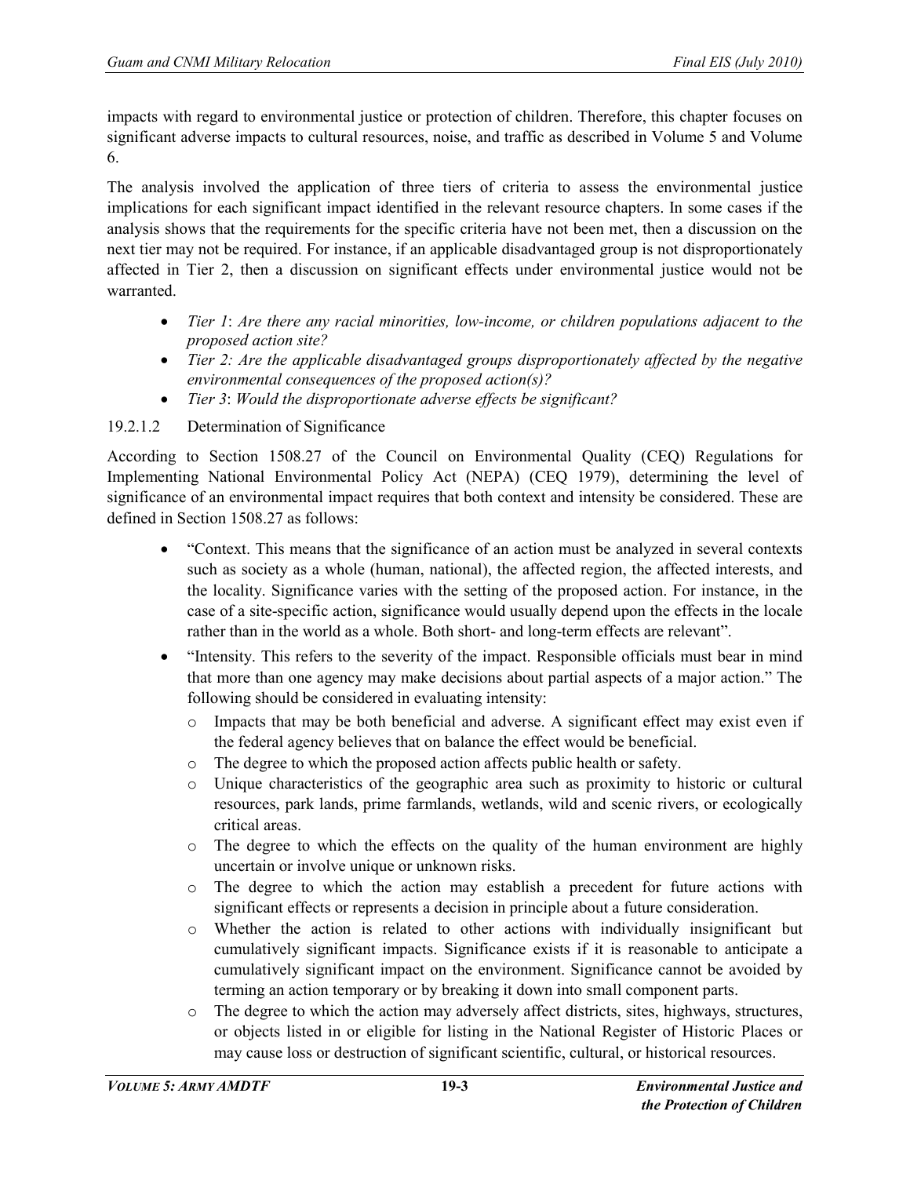impacts with regard to environmental justice or protection of children. Therefore, this chapter focuses on significant adverse impacts to cultural resources, noise, and traffic as described in Volume 5 and Volume 6.

The analysis involved the application of three tiers of criteria to assess the environmental justice implications for each significant impact identified in the relevant resource chapters. In some cases if the analysis shows that the requirements for the specific criteria have not been met, then a discussion on the next tier may not be required. For instance, if an applicable disadvantaged group is not disproportionately affected in Tier 2, then a discussion on significant effects under environmental justice would not be warranted.

- *Tier 1*: *Are there any racial minorities, low-income, or children populations adjacent to the proposed action site?*
- *Tier 2: Are the applicable disadvantaged groups disproportionately affected by the negative environmental consequences of the proposed action(s)?*
- *Tier 3*: *Would the disproportionate adverse effects be significant?*

#### 19.2.1.2 Determination of Significance

According to Section 1508.27 of the Council on Environmental Quality (CEQ) Regulations for Implementing National Environmental Policy Act (NEPA) (CEQ 1979), determining the level of significance of an environmental impact requires that both context and intensity be considered. These are defined in Section 1508.27 as follows:

- "Context. This means that the significance of an action must be analyzed in several contexts such as society as a whole (human, national), the affected region, the affected interests, and the locality. Significance varies with the setting of the proposed action. For instance, in the case of a site-specific action, significance would usually depend upon the effects in the locale rather than in the world as a whole. Both short- and long-term effects are relevant".
- "Intensity. This refers to the severity of the impact. Responsible officials must bear in mind that more than one agency may make decisions about partial aspects of a major action." The following should be considered in evaluating intensity:
  - Impacts that may be both beneficial and adverse. A significant effect may exist even if the federal agency believes that on balance the effect would be beneficial.
  - The degree to which the proposed action affects public health or safety.
  - Unique characteristics of the geographic area such as proximity to historic or cultural resources, park lands, prime farmlands, wetlands, wild and scenic rivers, or ecologically critical areas.
  - The degree to which the effects on the quality of the human environment are highly uncertain or involve unique or unknown risks.
  - The degree to which the action may establish a precedent for future actions with significant effects or represents a decision in principle about a future consideration.
  - Whether the action is related to other actions with individually insignificant but cumulatively significant impacts. Significance exists if it is reasonable to anticipate a cumulatively significant impact on the environment. Significance cannot be avoided by terming an action temporary or by breaking it down into small component parts.
  - The degree to which the action may adversely affect districts, sites, highways, structures, or objects listed in or eligible for listing in the National Register of Historic Places or may cause loss or destruction of significant scientific, cultural, or historical resources.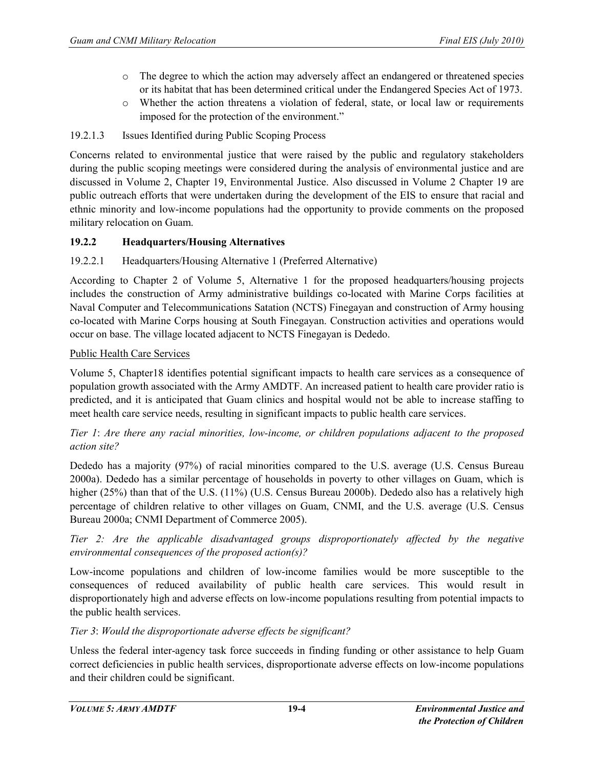- The degree to which the action may adversely affect an endangered or threatened species or its habitat that has been determined critical under the Endangered Species Act of 1973.
- Whether the action threatens a violation of federal, state, or local law or requirements imposed for the protection of the environment."

#### 19.2.1.3 Issues Identified during Public Scoping Process

Concerns related to environmental justice that were raised by the public and regulatory stakeholders during the public scoping meetings were considered during the analysis of environmental justice and are discussed in Volume 2, Chapter 19, Environmental Justice. Also discussed in Volume 2 Chapter 19 are public outreach efforts that were undertaken during the development of the EIS to ensure that racial and ethnic minority and low-income populations had the opportunity to provide comments on the proposed military relocation on Guam.

### 19.2.2 Headquarters/Housing Alternatives

#### 19.2.2.1 Headquarters/Housing Alternative 1 (Preferred Alternative)

According to Chapter 2 of Volume 5, Alternative 1 for the proposed headquarters/housing projects includes the construction of Army administrative buildings co-located with Marine Corps facilities at Naval Computer and Telecommunications Satation (NCTS) Finegayan and construction of Army housing co-located with Marine Corps housing at South Finegayan. Construction activities and operations would occur on base. The village located adjacent to NCTS Finegayan is Dededo.

<u>Public Health Care Services</u>

Volume 5, Chapter18 identifies potential significant impacts to health care services as a consequence of population growth associated with the Army AMDTF. An increased patient to health care provider ratio is predicted, and it is anticipated that Guam clinics and hospital would not be able to increase staffing to meet health care service needs, resulting in significant impacts to public health care services.

*Tier 1*: *Are there any racial minorities, low-income, or children populations adjacent to the proposed action site?*

Dededo has a majority (97%) of racial minorities compared to the U.S. average (U.S. Census Bureau 2000a). Dededo has a similar percentage of households in poverty to other villages on Guam, which is higher (25%) than that of the U.S. (11%) (U.S. Census Bureau 2000b). Dededo also has a relatively high percentage of children relative to other villages on Guam, CNMI, and the U.S. average (U.S. Census Bureau 2000a; CNMI Department of Commerce 2005).

*Tier 2: Are the applicable disadvantaged groups disproportionately affected by the negative environmental consequences of the proposed action(s)?*

Low-income populations and children of low-income families would be more susceptible to the consequences of reduced availability of public health care services. This would result in disproportionately high and adverse effects on low-income populations resulting from potential impacts to the public health services.

*Tier 3*: *Would the disproportionate adverse effects be significant?*

Unless the federal inter-agency task force succeeds in finding funding or other assistance to help Guam correct deficiencies in public health services, disproportionate adverse effects on low-income populations and their children could be significant.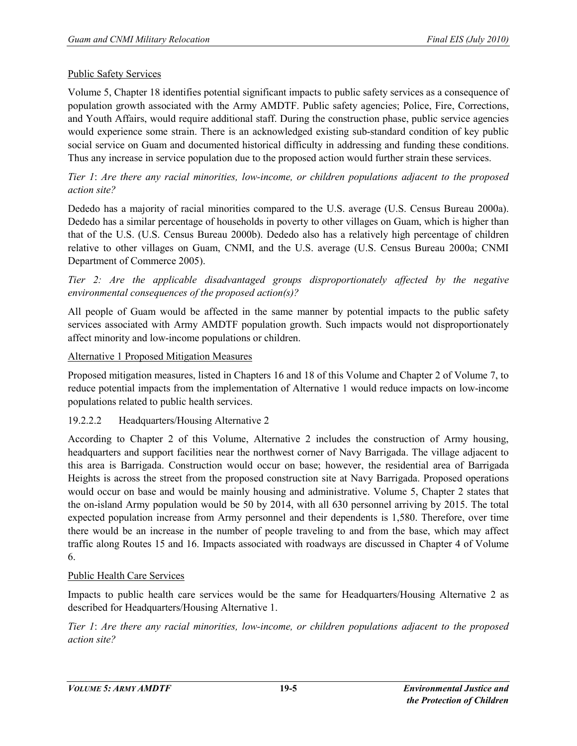Public Safety Services

Volume 5, Chapter 18 identifies potential significant impacts to public safety services as a consequence of population growth associated with the Army AMDTF. Public safety agencies; Police, Fire, Corrections, and Youth Affairs, would require additional staff. During the construction phase, public service agencies would experience some strain. There is an acknowledged existing sub-standard condition of key public social service on Guam and documented historical difficulty in addressing and funding these conditions. Thus any increase in service population due to the proposed action would further strain these services.

*Tier 1*: *Are there any racial minorities, low-income, or children populations adjacent to the proposed action site?*

Dededo has a majority of racial minorities compared to the U.S. average (U.S. Census Bureau 2000a). Dededo has a similar percentage of households in poverty to other villages on Guam, which is higher than that of the U.S. (U.S. Census Bureau 2000b). Dededo also has a relatively high percentage of children relative to other villages on Guam, CNMI, and the U.S. average (U.S. Census Bureau 2000a; CNMI Department of Commerce 2005).

*Tier 2: Are the applicable disadvantaged groups disproportionately affected by the negative environmental consequences of the proposed action(s)?*

All people of Guam would be affected in the same manner by potential impacts to the public safety services associated with Army AMDTF population growth. Such impacts would not disproportionately affect minority and low-income populations or children.

Alternative 1 Proposed Mitigation Measures

Proposed mitigation measures, listed in Chapters 16 and 18 of this Volume and Chapter 2 of Volume 7, to reduce potential impacts from the implementation of Alternative 1 would reduce impacts on low-income populations related to public health services.

#### 19.2.2.2 Headquarters/Housing Alternative 2

According to Chapter 2 of this Volume, Alternative 2 includes the construction of Army housing, headquarters and support facilities near the northwest corner of Navy Barrigada. The village adjacent to this area is Barrigada. Construction would occur on base; however, the residential area of Barrigada Heights is across the street from the proposed construction site at Navy Barrigada. Proposed operations would occur on base and would be mainly housing and administrative. Volume 5, Chapter 2 states that the on-island Army population would be 50 by 2014, with all 630 personnel arriving by 2015. The total expected population increase from Army personnel and their dependents is 1,580. Therefore, over time there would be an increase in the number of people traveling to and from the base, which may affect traffic along Routes 15 and 16. Impacts associated with roadways are discussed in Chapter 4 of Volume 6.

Public Health Care Services

Impacts to public health care services would be the same for Headquarters/Housing Alternative 2 as described for Headquarters/Housing Alternative 1.

*Tier 1*: *Are there any racial minorities, low-income, or children populations adjacent to the proposed action site?*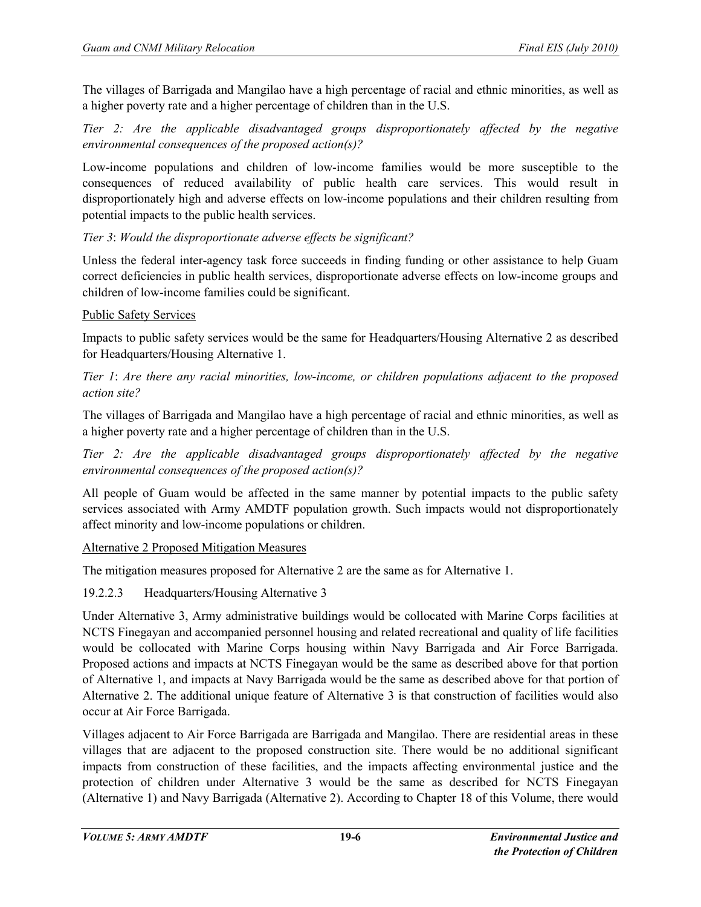The villages of Barrigada and Mangilao have a high percentage of racial and ethnic minorities, as well as a higher poverty rate and a higher percentage of children than in the U.S.

*Tier 2: Are the applicable disadvantaged groups disproportionately affected by the negative environmental consequences of the proposed action(s)?*

Low-income populations and children of low-income families would be more susceptible to the consequences of reduced availability of public health care services. This would result in disproportionately high and adverse effects on low-income populations and their children resulting from potential impacts to the public health services.

*Tier 3*: *Would the disproportionate adverse effects be significant?*

Unless the federal inter-agency task force succeeds in finding funding or other assistance to help Guam correct deficiencies in public health services, disproportionate adverse effects on low-income groups and children of low-income families could be significant.

Public Safety Services

Impacts to public safety services would be the same for Headquarters/Housing Alternative 2 as described for Headquarters/Housing Alternative 1.

*Tier 1*: *Are there any racial minorities, low-income, or children populations adjacent to the proposed action site?*

The villages of Barrigada and Mangilao have a high percentage of racial and ethnic minorities, as well as a higher poverty rate and a higher percentage of children than in the U.S.

*Tier 2: Are the applicable disadvantaged groups disproportionately affected by the negative environmental consequences of the proposed action(s)?*

All people of Guam would be affected in the same manner by potential impacts to the public safety services associated with Army AMDTF population growth. Such impacts would not disproportionately affect minority and low-income populations or children.

Alternative 2 Proposed Mitigation Measures

The mitigation measures proposed for Alternative 2 are the same as for Alternative 1.

### 19.2.2.3 Headquarters/Housing Alternative 3

Under Alternative 3, Army administrative buildings would be collocated with Marine Corps facilities at NCTS Finegayan and accompanied personnel housing and related recreational and quality of life facilities would be collocated with Marine Corps housing within Navy Barrigada and Air Force Barrigada. Proposed actions and impacts at NCTS Finegayan would be the same as described above for that portion of Alternative 1, and impacts at Navy Barrigada would be the same as described above for that portion of Alternative 2. The additional unique feature of Alternative 3 is that construction of facilities would also occur at Air Force Barrigada.

Villages adjacent to Air Force Barrigada are Barrigada and Mangilao. There are residential areas in these villages that are adjacent to the proposed construction site. There would be no additional significant impacts from construction of these facilities, and the impacts affecting environmental justice and the protection of children under Alternative 3 would be the same as described for NCTS Finegayan (Alternative 1) and Navy Barrigada (Alternative 2). According to Chapter 18 of this Volume, there would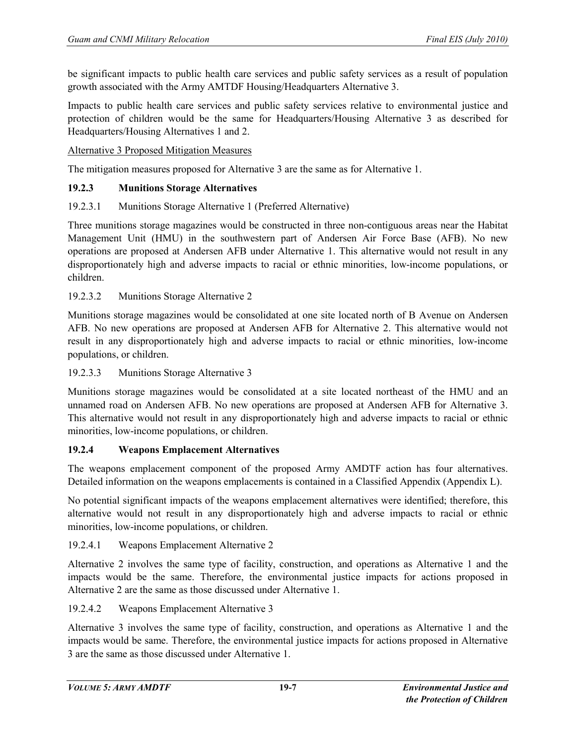be significant impacts to public health care services and public safety services as a result of population growth associated with the Army AMTDF Housing/Headquarters Alternative 3.

Impacts to public health care services and public safety services relative to environmental justice and protection of children would be the same for Headquarters/Housing Alternative 3 as described for Headquarters/Housing Alternatives 1 and 2.

Alternative 3 Proposed Mitigation Measures

The mitigation measures proposed for Alternative 3 are the same as for Alternative 1.

### 19.2.3 Munitions Storage Alternatives

#### 19.2.3.1 Munitions Storage Alternative 1 (Preferred Alternative)

Three munitions storage magazines would be constructed in three non-contiguous areas near the Habitat Management Unit (HMU) in the southwestern part of Andersen Air Force Base (AFB). No new operations are proposed at Andersen AFB under Alternative 1. This alternative would not result in any disproportionately high and adverse impacts to racial or ethnic minorities, low-income populations, or children.

#### 19.2.3.2 Munitions Storage Alternative 2

Munitions storage magazines would be consolidated at one site located north of B Avenue on Andersen AFB. No new operations are proposed at Andersen AFB for Alternative 2. This alternative would not result in any disproportionately high and adverse impacts to racial or ethnic minorities, low-income populations, or children.

#### 19.2.3.3 Munitions Storage Alternative 3

Munitions storage magazines would be consolidated at a site located northeast of the HMU and an unnamed road on Andersen AFB. No new operations are proposed at Andersen AFB for Alternative 3. This alternative would not result in any disproportionately high and adverse impacts to racial or ethnic minorities, low-income populations, or children.

### 19.2.4 Weapons Emplacement Alternatives

The weapons emplacement component of the proposed Army AMDTF action has four alternatives. Detailed information on the weapons emplacements is contained in a Classified Appendix (Appendix L).

No potential significant impacts of the weapons emplacement alternatives were identified; therefore, this alternative would not result in any disproportionately high and adverse impacts to racial or ethnic minorities, low-income populations, or children.

#### 19.2.4.1 Weapons Emplacement Alternative 2

Alternative 2 involves the same type of facility, construction, and operations as Alternative 1 and the impacts would be the same. Therefore, the environmental justice impacts for actions proposed in Alternative 2 are the same as those discussed under Alternative 1.

#### 19.2.4.2 Weapons Emplacement Alternative 3

Alternative 3 involves the same type of facility, construction, and operations as Alternative 1 and the impacts would be same. Therefore, the environmental justice impacts for actions proposed in Alternative 3 are the same as those discussed under Alternative 1.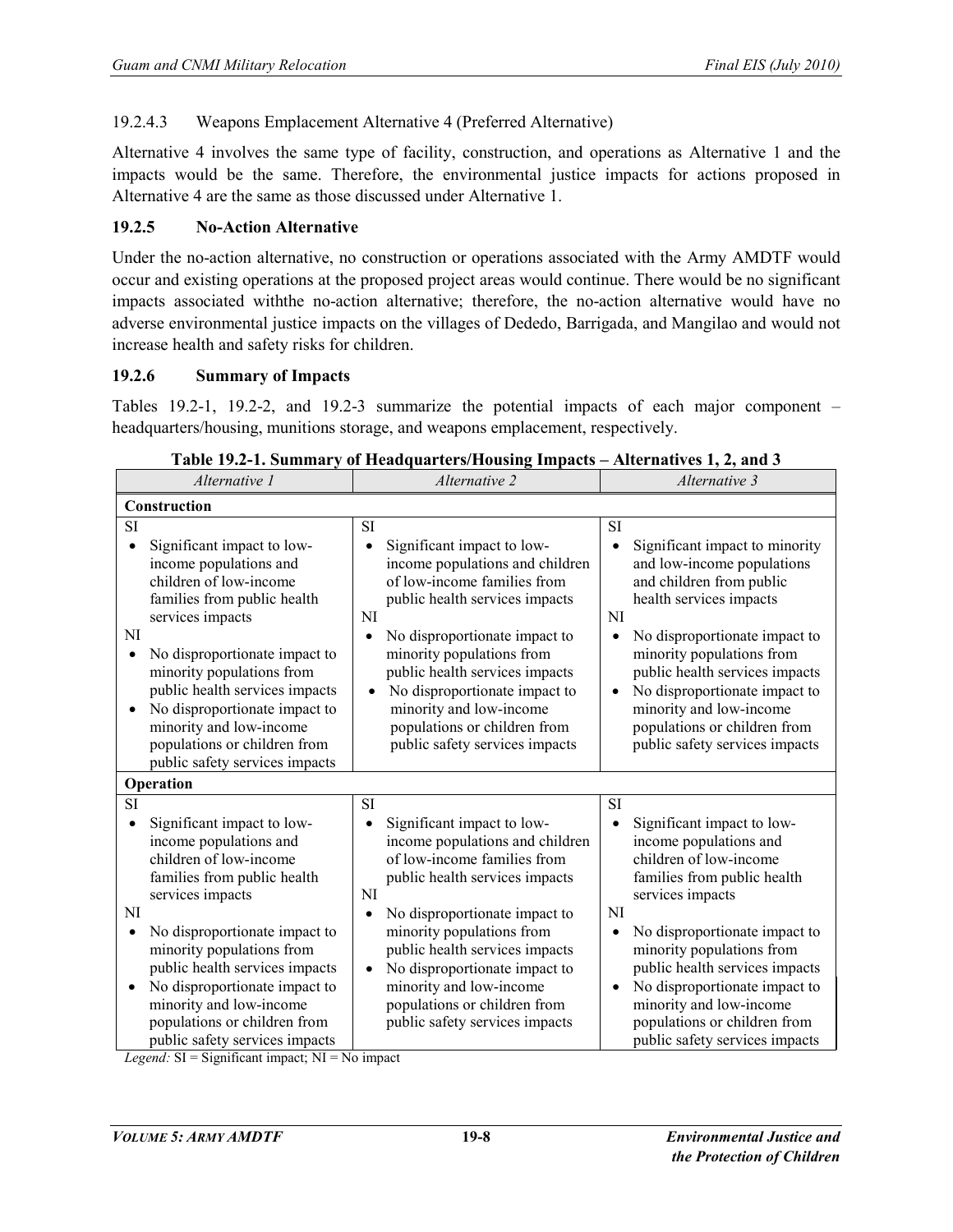19.2.4.3 Weapons Emplacement Alternative 4 (Preferred Alternative)

Alternative 4 involves the same type of facility, construction, and operations as Alternative 1 and the impacts would be the same. Therefore, the environmental justice impacts for actions proposed in Alternative 4 are the same as those discussed under Alternative 1.

### 19.2.5 No-Action Alternative

Under the no-action alternative, no construction or operations associated with the Army AMDTF would occur and existing operations at the proposed project areas would continue. There would be no significant impacts associated withthe no-action alternative; therefore, the no-action alternative would have no adverse environmental justice impacts on the villages of Dededo, Barrigada, and Mangilao and would not increase health and safety risks for children.

### 19.2.6 Summary of Impacts

Tables 19.2-1, 19.2-2, and 19.2-3 summarize the potential impacts of each major component – headquarters/housing, munitions storage, and weapons emplacement, respectively.

**Table 19.2-1. Summary of Headquarters/Housing Impacts – Alternatives 1, 2, and 3**

| *Alternative 1* | *Alternative 2* | *Alternative 3* |
|---|---|---|
| **Construction** | | |
| SI<br>• Significant impact to low-income populations and children of low-income families from public health services impacts<br>NI<br>• No disproportionate impact to minority populations from public health services impacts<br>• No disproportionate impact to minority and low-income populations or children from public safety services impacts | SI<br>• Significant impact to low-income populations and children of low-income families from public health services impacts<br>NI<br>• No disproportionate impact to minority populations from public health services impacts<br>• No disproportionate impact to minority and low-income populations or children from public safety services impacts | SI<br>• Significant impact to minority and low-income populations and children from public health services impacts<br>NI<br>• No disproportionate impact to minority populations from public health services impacts<br>• No disproportionate impact to minority and low-income populations or children from public safety services impacts |
| **Operation** | | |
| SI<br>• Significant impact to low-income populations and children of low-income families from public health services impacts<br>NI<br>• No disproportionate impact to minority populations from public health services impacts<br>• No disproportionate impact to minority and low-income populations or children from public safety services impacts | SI<br>• Significant impact to low-income populations and children of low-income families from public health services impacts<br>NI<br>• No disproportionate impact to minority populations from public health services impacts<br>• No disproportionate impact to minority and low-income populations or children from public safety services impacts | SI<br>• Significant impact to low-income populations and children of low-income families from public health services impacts<br>NI<br>• No disproportionate impact to minority populations from public health services impacts<br>• No disproportionate impact to minority and low-income populations or children from public safety services impacts |

*Legend:* SI = Significant impact; NI = No impact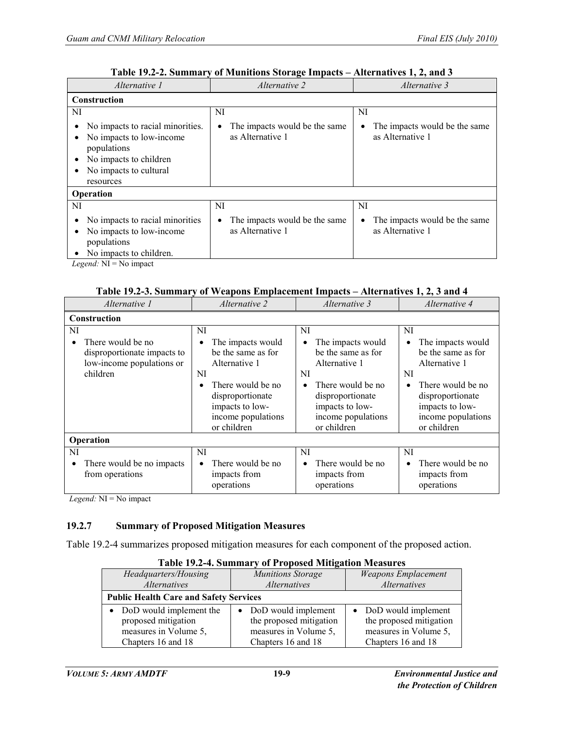**Table 19.2-2. Summary of Munitions Storage Impacts – Alternatives 1, 2, and 3**

| *Alternative 1* | *Alternative 2* | *Alternative 3* |
|---|---|---|
| **Construction** | | |
| NI<br>• No impacts to racial minorities.<br>• No impacts to low-income populations<br>• No impacts to children<br>• No impacts to cultural resources | NI<br>• The impacts would be the same as Alternative 1 | NI<br>• The impacts would be the same as Alternative 1 |
| **Operation** | | |
| NI<br>• No impacts to racial minorities<br>• No impacts to low-income populations<br>• No impacts to children. | NI<br>• The impacts would be the same as Alternative 1 | NI<br>• The impacts would be the same as Alternative 1 |

*Legend:* NI = No impact

**Table 19.2-3. Summary of Weapons Emplacement Impacts – Alternatives 1, 2, 3 and 4**

| *Alternative 1* | *Alternative 2* | *Alternative 3* | *Alternative 4* |
|---|---|---|---|
| **Construction** | | | |
| NI<br>• There would be no disproportionate impacts to low-income populations or children | NI<br>• The impacts would be the same as for Alternative 1<br>NI<br>• There would be no disproportionate impacts to low-income populations or children | NI<br>• The impacts would be the same as for Alternative 1<br>NI<br>• There would be no disproportionate impacts to low-income populations or children | NI<br>• The impacts would be the same as for Alternative 1<br>NI<br>• There would be no disproportionate impacts to low-income populations or children |
| **Operation** | | | |
| NI<br>• There would be no impacts from operations | NI<br>• There would be no impacts from operations | NI<br>• There would be no impacts from operations | NI<br>• There would be no impacts from operations |

*Legend:* NI = No impact

### 19.2.7 Summary of Proposed Mitigation Measures

Table 19.2-4 summarizes proposed mitigation measures for each component of the proposed action.

**Table 19.2-4. Summary of Proposed Mitigation Measures**

| *Headquarters/Housing Alternatives* | *Munitions Storage Alternatives* | *Weapons Emplacement Alternatives* |
|---|---|---|
| **Public Health Care and Safety Services** | | |
| • DoD would implement the proposed mitigation measures in Volume 5, Chapters 16 and 18 | • DoD would implement the proposed mitigation measures in Volume 5, Chapters 16 and 18 | • DoD would implement the proposed mitigation measures in Volume 5, Chapters 16 and 18 |